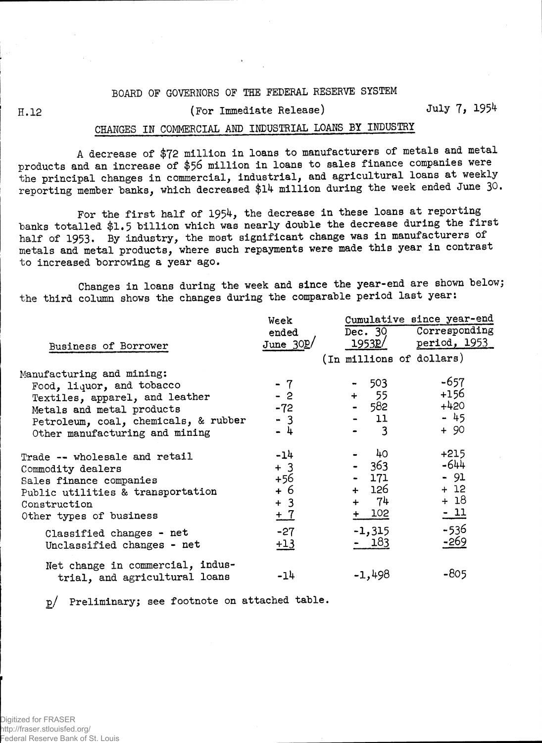BOARD OF GOVERNORS OF THE FEDERAL RESERVE SYSTEM

H.12 (For Immediate Release) July 7, 1954

## CHANGES IN COMMERCIAL AND INDUSTRIAL LOANS BY INDUSTRY

A decrease of $72 million in loans to manufacturers of metals and metal products and an increase of $56 million in loans to sales finance companies were the principal changes in commercial, industrial, and agricultural loans at weekly reporting member banks, which decreased $14 million during the week ended June 30.

For the first half of 1954, the decrease in these loans at reporting banks totalled $1.5 billion which was nearly double the decrease during the first half of 1953. By industry, the most significant change was in manufacturers of metals and metal products, where such repayments were made this year in contrast to increased borrowing a year ago.

Changes in loans during the week and since the year-end are shown below; the third column shows the changes during the comparable period last year:

| Business of Borrower | Week ended June 30p/ | Cumulative since year-end: Dec. 30 1953p/ | Cumulative since year-end: Corresponding period, 1953 |
|---|---|---|---|
| | (In millions of dollars) | | |
| Manufacturing and mining: | | | |
| Food, liquor, and tobacco | - 7 | - 503 | -657 |
| Textiles, apparel, and leather | - 2 | + 55 | +156 |
| Metals and metal products | -72 | - 582 | +420 |
| Petroleum, coal, chemicals, & rubber | - 3 | - 11 | - 45 |
| Other manufacturing and mining | - 4 | - 3 | + 90 |
| Trade -- wholesale and retail | -14 | - 40 | +215 |
| Commodity dealers | + 3 | - 363 | -644 |
| Sales finance companies | +56 | - 171 | - 91 |
| Public utilities & transportation | + 6 | + 126 | + 12 |
| Construction | + 3 | + 74 | + 18 |
| Other types of business | + 7 | + 102 | - 11 |
| Classified changes - net | -27 | -1,315 | -536 |
| Unclassified changes - net | +13 | - 183 | -269 |
| Net change in commercial, industrial, and agricultural loans | -14 | -1,498 | -805 |

p/ Preliminary; see footnote on attached table.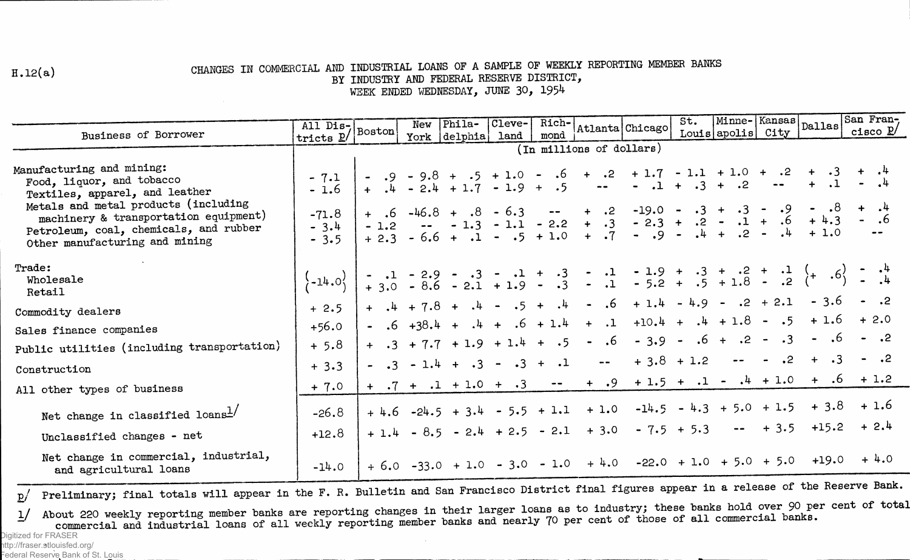H.12(a)

# CHANGES IN COMMERCIAL AND INDUSTRIAL LOANS OF A SAMPLE OF WEEKLY REPORTING MEMBER BANKS BY INDUSTRY AND FEDERAL RESERVE DISTRICT, WEEK ENDED WEDNESDAY, JUNE 30, 1954

| Business of Borrower | All Districts p/ | Boston | New York | Philadelphia | Cleveland | Richmond | Atlanta | Chicago | St. Louis | Minneapolis | Kansas City | Dallas | San Francisco p/ |
|---|---|---|---|---|---|---|---|---|---|---|---|---|---|
| | (In millions of dollars) | | | | | | | | | | | | |
| Manufacturing and mining: | | | | | | | | | | | | | |
| Food, liquor, and tobacco | - 7.1 | - .9 | - 9.8 | + .5 | + 1.0 | - .6 | + .2 | + 1.7 | - 1.1 | + 1.0 | + .2 | + .3 | + .4 |
| Textiles, apparel, and leather | - 1.6 | + .4 | - 2.4 | + 1.7 | - 1.9 | + .5 | -- | - .1 | + .3 | + .2 | -- | + .1 | - .4 |
| Metals and metal products (including machinery & transportation equipment) | -71.8 | + .6 | -46.8 | + .8 | - 6.3 | -- | + .2 | -19.0 | - .3 | + .3 | - .9 | - .8 | + .4 |
| Petroleum, coal, chemicals, and rubber | - 3.4 | - 1.2 | -- | - 1.3 | - 1.1 | - 2.2 | + .3 | - 2.3 | + .2 | - .1 | + .6 | + 4.3 | - .6 |
| Other manufacturing and mining | - 3.5 | + 2.3 | - 6.6 | + .1 | - .5 | + 1.0 | + .7 | - .9 | - .4 | + .2 | - .4 | + 1.0 | -- |
| Trade: | | | | | | | | | | | | | |
| Wholesale | (-14.0) | - .1 | - 2.9 | - .3 | - .1 | + .3 | - .1 | - 1.9 | + .3 | + .2 | + .1 | (+ .6) | - .4 |
| Retail | | + 3.0 | - 8.6 | - 2.1 | + 1.9 | - .3 | - .1 | - 5.2 | + .5 | + 1.8 | - .2 | | - .4 |
| Commodity dealers | + 2.5 | + .4 | + 7.8 | + .4 | - .5 | + .4 | - .6 | + 1.4 | - 4.9 | - .2 | + 2.1 | - 3.6 | - .2 |
| Sales finance companies | +56.0 | - .6 | +38.4 | + .4 | + .6 | + 1.4 | + .1 | +10.4 | + .4 | + 1.8 | - .5 | + 1.6 | + 2.0 |
| Public utilities (including transportation) | + 5.8 | + .3 | + 7.7 | + 1.9 | + 1.4 | + .5 | - .6 | - 3.9 | - .6 | + .2 | - .3 | - .6 | - .2 |
| Construction | + 3.3 | - .3 | - 1.4 | + .3 | - .3 | + .1 | -- | + 3.8 | + 1.2 | -- | - .2 | + .3 | - .2 |
| All other types of business | + 7.0 | + .7 | + .1 | + 1.0 | + .3 | -- | + .9 | + 1.5 | + .1 | - .4 | + 1.0 | + .6 | + 1.2 |
| Net change in classified loans 1/ | -26.8 | + 4.6 | -24.5 | + 3.4 | - 5.5 | + 1.1 | + 1.0 | -14.5 | - 4.3 | + 5.0 | + 1.5 | + 3.8 | + 1.6 |
| Unclassified changes - net | +12.8 | + 1.4 | - 8.5 | - 2.4 | + 2.5 | - 2.1 | + 3.0 | - 7.5 | + 5.3 | -- | + 3.5 | +15.2 | + 2.4 |
| Net change in commercial, industrial, and agricultural loans | -14.0 | + 6.0 | -33.0 | + 1.0 | - 3.0 | - 1.0 | + 4.0 | -22.0 | + 1.0 | + 5.0 | + 5.0 | +19.0 | + 4.0 |

p/ Preliminary; final totals will appear in the F. R. Bulletin and San Francisco District final figures appear in a release of the Reserve Bank.

1/ About 220 weekly reporting member banks are reporting changes in their larger loans as to industry; these banks hold over 90 per cent of total commercial and industrial loans of all weekly reporting member banks and nearly 70 per cent of those of all commercial banks.